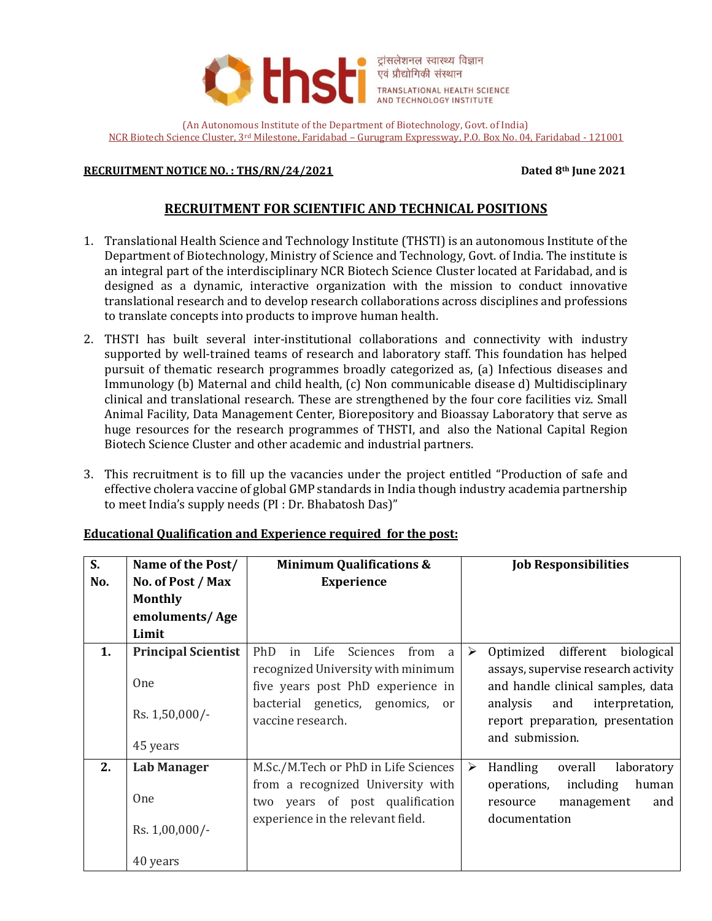ट्रांसलेशनल स्वास्थ्य विज्ञान एवं प्रौद्योगिकी संस्थान

TRANSLATIONAL HEALTH SCIENCE AND TECHNOLOGY INSTITUTE

(An Autonomous Institute of the Department of Biotechnology, Govt. of India)
NCR Biotech Science Cluster, 3rd Milestone, Faridabad – Gurugram Expressway, P.O. Box No. 04, Faridabad - 121001

**RECRUITMENT NOTICE NO. : THS/RN/24/2021** **Dated 8th June 2021**

## RECRUITMENT FOR SCIENTIFIC AND TECHNICAL POSITIONS

1. Translational Health Science and Technology Institute (THSTI) is an autonomous Institute of the Department of Biotechnology, Ministry of Science and Technology, Govt. of India. The institute is an integral part of the interdisciplinary NCR Biotech Science Cluster located at Faridabad, and is designed as a dynamic, interactive organization with the mission to conduct innovative translational research and to develop research collaborations across disciplines and professions to translate concepts into products to improve human health.

2. THSTI has built several inter-institutional collaborations and connectivity with industry supported by well-trained teams of research and laboratory staff. This foundation has helped pursuit of thematic research programmes broadly categorized as, (a) Infectious diseases and Immunology (b) Maternal and child health, (c) Non communicable disease d) Multidisciplinary clinical and translational research. These are strengthened by the four core facilities viz. Small Animal Facility, Data Management Center, Biorepository and Bioassay Laboratory that serve as huge resources for the research programmes of THSTI, and also the National Capital Region Biotech Science Cluster and other academic and industrial partners.

3. This recruitment is to fill up the vacancies under the project entitled "Production of safe and effective cholera vaccine of global GMP standards in India though industry academia partnership to meet India's supply needs (PI : Dr. Bhabatosh Das)"

**Educational Qualification and Experience required for the post:**

| S. No. | Name of the Post/ No. of Post / Max Monthly emoluments/ Age Limit | Minimum Qualifications & Experience | Job Responsibilities |
|---|---|---|---|
| **1.** | **Principal Scientist**<br><br>One<br><br>Rs. 1,50,000/-<br><br>45 years | PhD in Life Sciences from a recognized University with minimum five years post PhD experience in bacterial genetics, genomics, or vaccine research. | ➢ Optimized different biological assays, supervise research activity and handle clinical samples, data analysis and interpretation, report preparation, presentation and submission. |
| **2.** | **Lab Manager**<br><br>One<br><br>Rs. 1,00,000/-<br><br>40 years | M.Sc./M.Tech or PhD in Life Sciences from a recognized University with two years of post qualification experience in the relevant field. | ➢ Handling overall laboratory operations, including human resource management and documentation |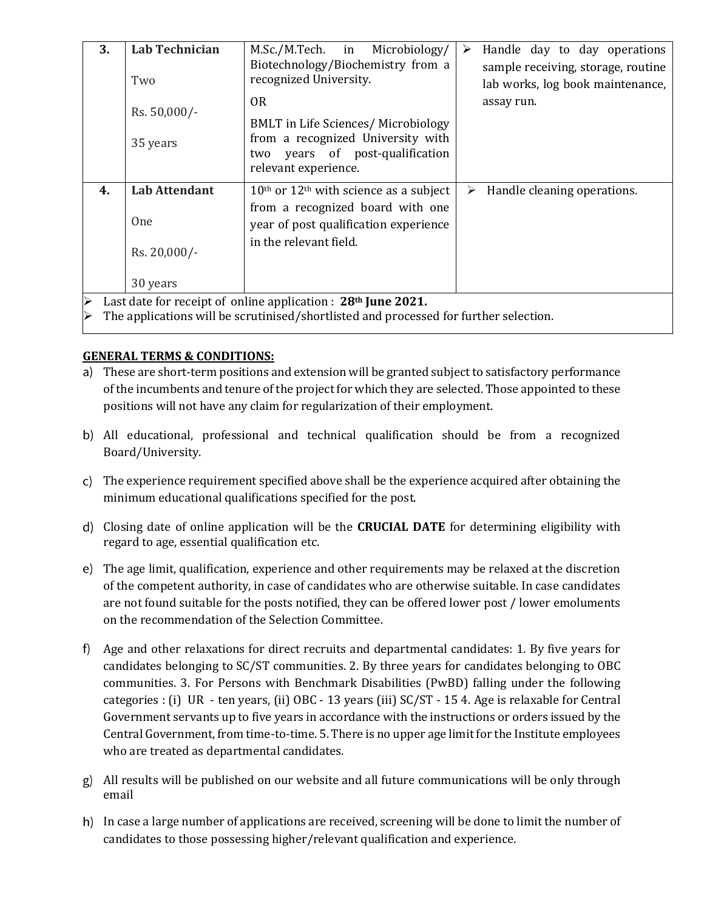| | | | |
|---|---|---|---|
| **3.** | **Lab Technician**<br><br>Two<br><br>Rs. 50,000/-<br><br>35 years | M.Sc./M.Tech. in Microbiology/ Biotechnology/Biochemistry from a recognized University.<br><br>OR<br><br>BMLT in Life Sciences/ Microbiology from a recognized University with two years of post-qualification relevant experience. | ➢ Handle day to day operations sample receiving, storage, routine lab works, log book maintenance, assay run. |
| **4.** | **Lab Attendant**<br><br>One<br><br>Rs. 20,000/-<br><br>30 years | 10th or 12th with science as a subject from a recognized board with one year of post qualification experience in the relevant field. | ➢ Handle cleaning operations. |

- Last date for receipt of online application : **28th June 2021.**
- The applications will be scrutinised/shortlisted and processed for further selection.

**GENERAL TERMS & CONDITIONS:**

a) These are short-term positions and extension will be granted subject to satisfactory performance of the incumbents and tenure of the project for which they are selected. Those appointed to these positions will not have any claim for regularization of their employment.

b) All educational, professional and technical qualification should be from a recognized Board/University.

c) The experience requirement specified above shall be the experience acquired after obtaining the minimum educational qualifications specified for the post.

d) Closing date of online application will be the **CRUCIAL DATE** for determining eligibility with regard to age, essential qualification etc.

e) The age limit, qualification, experience and other requirements may be relaxed at the discretion of the competent authority, in case of candidates who are otherwise suitable. In case candidates are not found suitable for the posts notified, they can be offered lower post / lower emoluments on the recommendation of the Selection Committee.

f) Age and other relaxations for direct recruits and departmental candidates: 1. By five years for candidates belonging to SC/ST communities. 2. By three years for candidates belonging to OBC communities. 3. For Persons with Benchmark Disabilities (PwBD) falling under the following categories : (i) UR - ten years, (ii) OBC - 13 years (iii) SC/ST - 15 4. Age is relaxable for Central Government servants up to five years in accordance with the instructions or orders issued by the Central Government, from time-to-time. 5. There is no upper age limit for the Institute employees who are treated as departmental candidates.

g) All results will be published on our website and all future communications will be only through email

h) In case a large number of applications are received, screening will be done to limit the number of candidates to those possessing higher/relevant qualification and experience.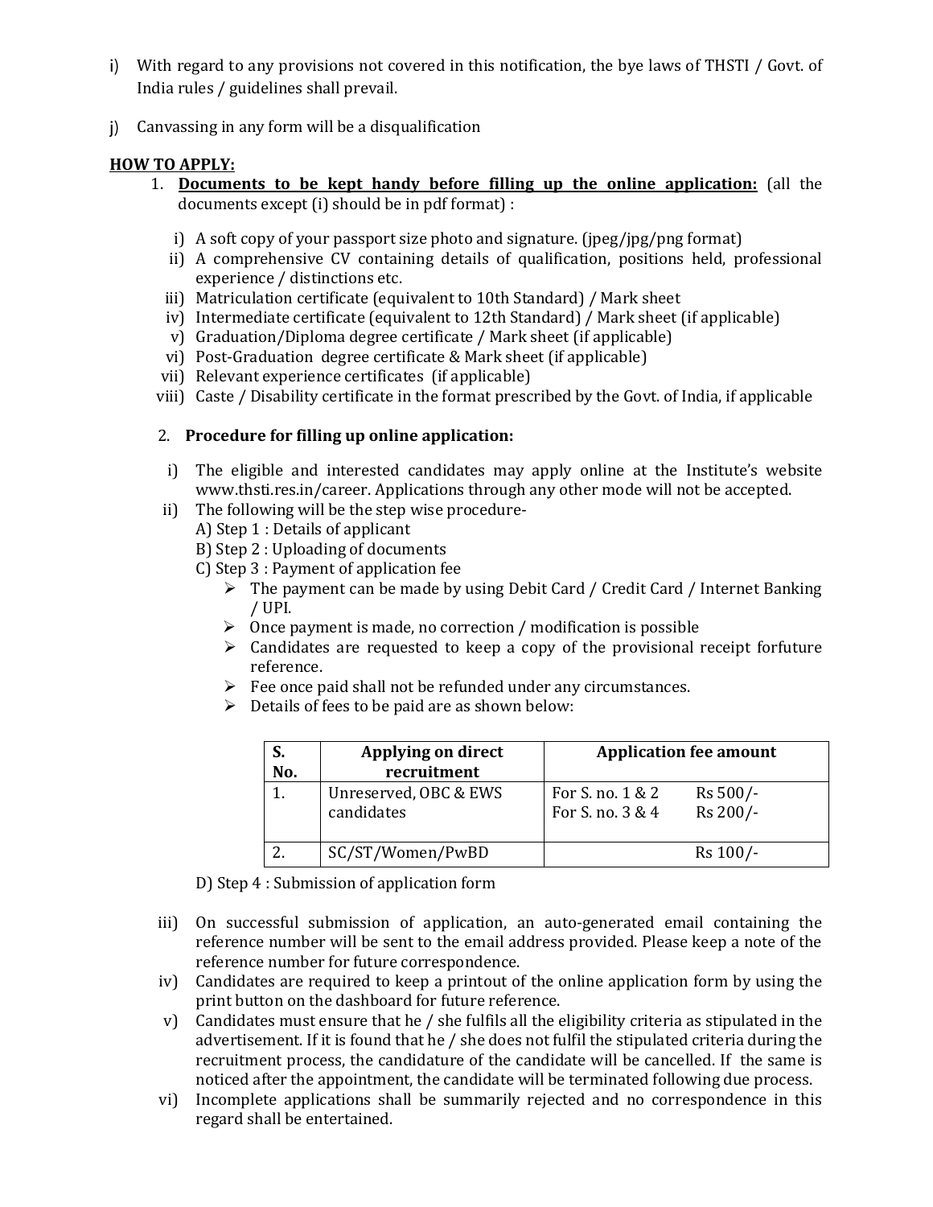i) With regard to any provisions not covered in this notification, the bye laws of THSTI / Govt. of India rules / guidelines shall prevail.

j) Canvassing in any form will be a disqualification

**HOW TO APPLY:**

1. **Documents to be kept handy before filling up the online application:** (all the documents except (i) should be in pdf format) :

   i) A soft copy of your passport size photo and signature. (jpeg/jpg/png format)
   ii) A comprehensive CV containing details of qualification, positions held, professional experience / distinctions etc.
   iii) Matriculation certificate (equivalent to 10th Standard) / Mark sheet
   iv) Intermediate certificate (equivalent to 12th Standard) / Mark sheet (if applicable)
   v) Graduation/Diploma degree certificate / Mark sheet (if applicable)
   vi) Post-Graduation degree certificate & Mark sheet (if applicable)
   vii) Relevant experience certificates (if applicable)
   viii) Caste / Disability certificate in the format prescribed by the Govt. of India, if applicable

2. **Procedure for filling up online application:**

   i) The eligible and interested candidates may apply online at the Institute's website www.thsti.res.in/career. Applications through any other mode will not be accepted.
   ii) The following will be the step wise procedure-
      A) Step 1 : Details of applicant
      B) Step 2 : Uploading of documents
      C) Step 3 : Payment of application fee
      - The payment can be made by using Debit Card / Credit Card / Internet Banking / UPI.
      - Once payment is made, no correction / modification is possible
      - Candidates are requested to keep a copy of the provisional receipt forfuture reference.
      - Fee once paid shall not be refunded under any circumstances.
      - Details of fees to be paid are as shown below:

| S. No. | Applying on direct recruitment | Application fee amount |
|---|---|---|
| 1. | Unreserved, OBC & EWS candidates | For S. no. 1 & 2 Rs 500/-<br>For S. no. 3 & 4 Rs 200/- |
| 2. | SC/ST/Women/PwBD | Rs 100/- |

      D) Step 4 : Submission of application form

   iii) On successful submission of application, an auto-generated email containing the reference number will be sent to the email address provided. Please keep a note of the reference number for future correspondence.
   iv) Candidates are required to keep a printout of the online application form by using the print button on the dashboard for future reference.
   v) Candidates must ensure that he / she fulfils all the eligibility criteria as stipulated in the advertisement. If it is found that he / she does not fulfil the stipulated criteria during the recruitment process, the candidature of the candidate will be cancelled. If the same is noticed after the appointment, the candidate will be terminated following due process.
   vi) Incomplete applications shall be summarily rejected and no correspondence in this regard shall be entertained.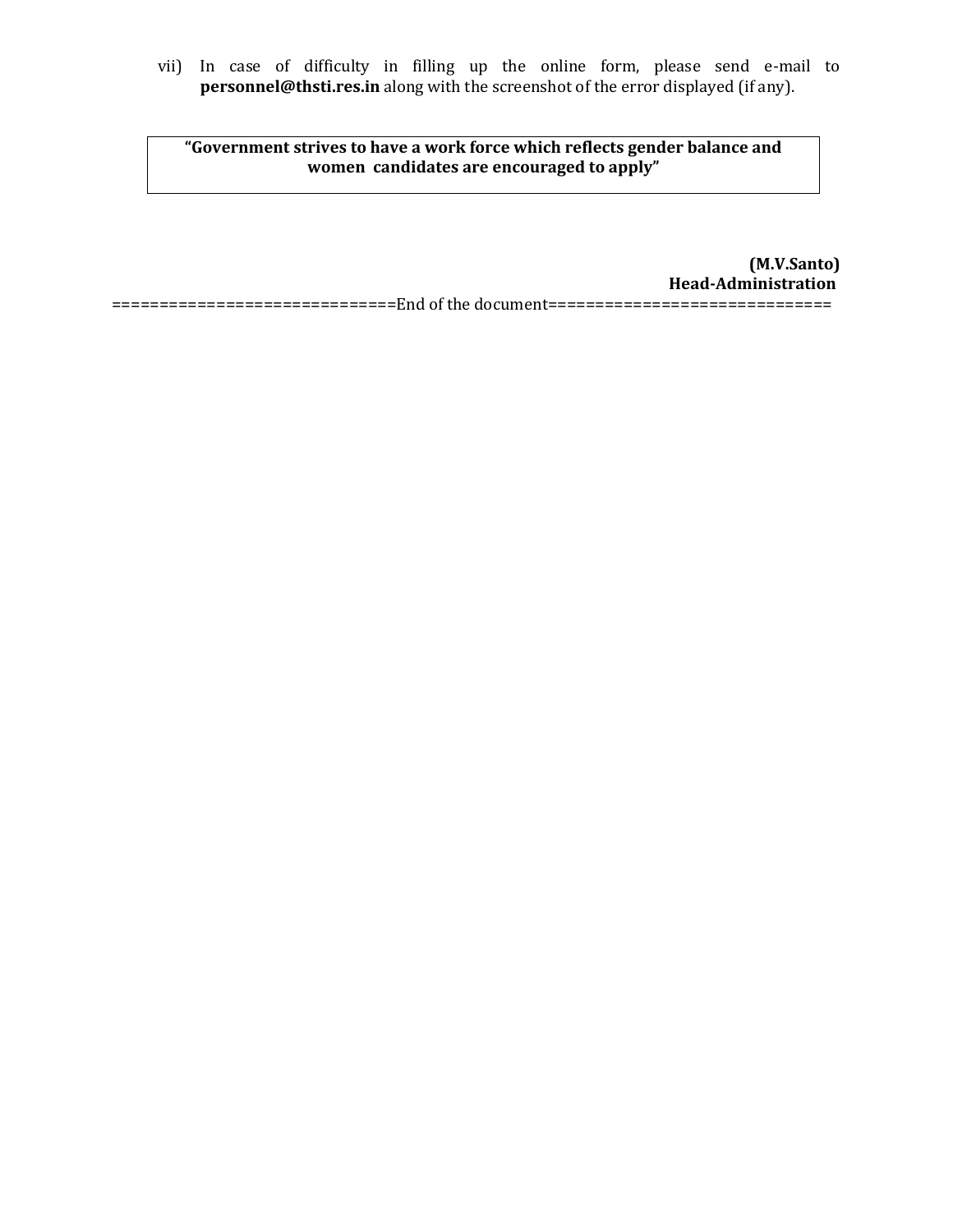vii) In case of difficulty in filling up the online form, please send e-mail to **personnel@thsti.res.in** along with the screenshot of the error displayed (if any).

**"Government strives to have a work force which reflects gender balance and women candidates are encouraged to apply"**

**(M.V.Santo)**
**Head-Administration**

=============================End of the document=============================